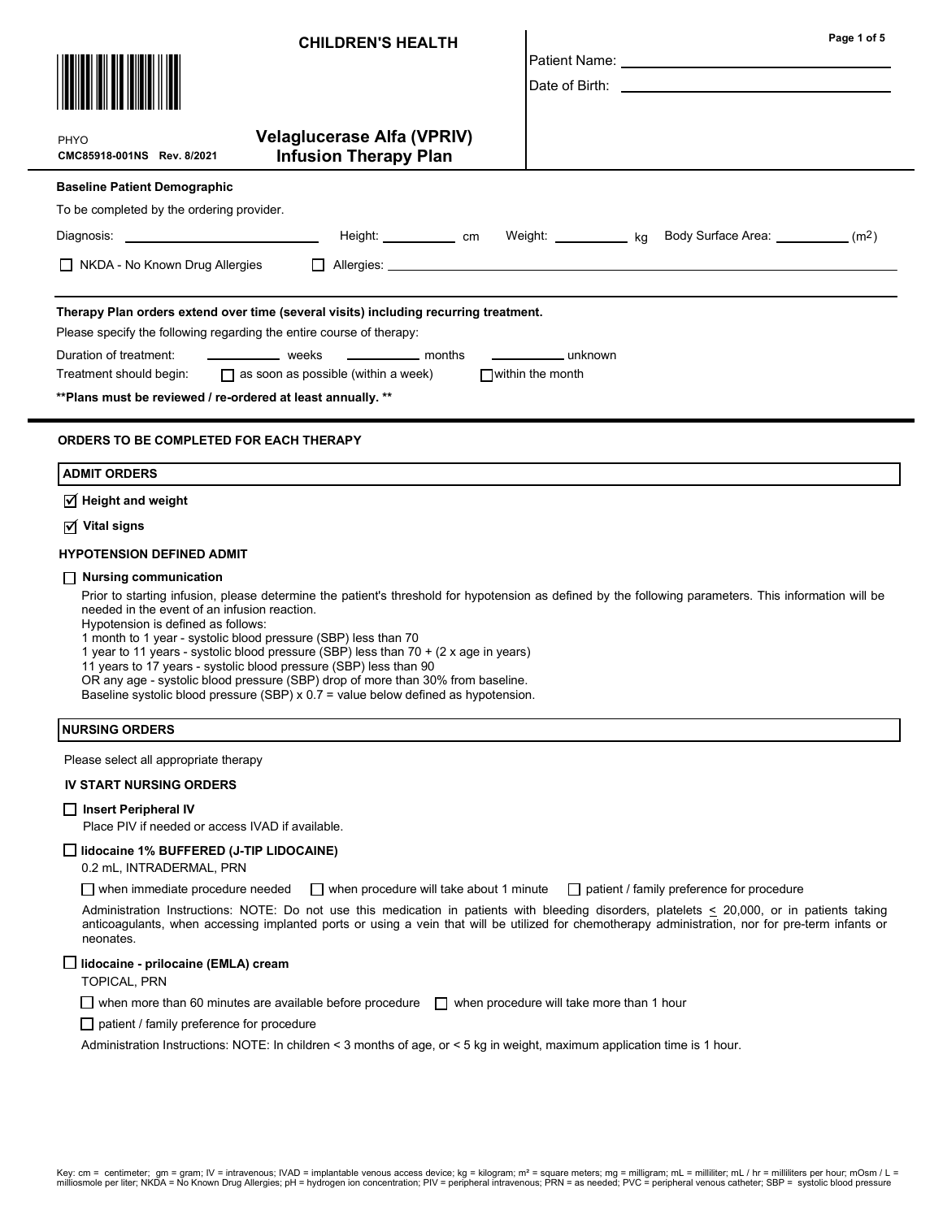**CHILDREN'S HEALTH**

PHYO
**CMC85918-001NS Rev. 8/2021**

# Velaglucerase Alfa (VPRIV) Infusion Therapy Plan

Patient Name: ______________________

Date of Birth: ______________________

**Baseline Patient Demographic**

To be completed by the ordering provider.

Diagnosis: ______________ Height: ________ cm Weight: ________ kg Body Surface Area: ________ ($m^2$)

☐ NKDA - No Known Drug Allergies ☐ Allergies: ______________________

**Therapy Plan orders extend over time (several visits) including recurring treatment.**

Please specify the following regarding the entire course of therapy:

Duration of treatment: ________ weeks ________ months ________ unknown

Treatment should begin: ☐ as soon as possible (within a week) ☐ within the month

**\*\*Plans must be reviewed / re-ordered at least annually. \*\***

---

**ORDERS TO BE COMPLETED FOR EACH THERAPY**

## ADMIT ORDERS

☑ **Height and weight**

☑ **Vital signs**

**HYPOTENSION DEFINED ADMIT**

☐ **Nursing communication**

Prior to starting infusion, please determine the patient's threshold for hypotension as defined by the following parameters. This information will be needed in the event of an infusion reaction.
Hypotension is defined as follows:
1 month to 1 year - systolic blood pressure (SBP) less than 70
1 year to 11 years - systolic blood pressure (SBP) less than 70 + (2 x age in years)
11 years to 17 years - systolic blood pressure (SBP) less than 90
OR any age - systolic blood pressure (SBP) drop of more than 30% from baseline.
Baseline systolic blood pressure (SBP) x 0.7 = value below defined as hypotension.

## NURSING ORDERS

Please select all appropriate therapy

**IV START NURSING ORDERS**

☐ **Insert Peripheral IV**

Place PIV if needed or access IVAD if available.

☐ **lidocaine 1% BUFFERED (J-TIP LIDOCAINE)**

0.2 mL, INTRADERMAL, PRN

☐ when immediate procedure needed ☐ when procedure will take about 1 minute ☐ patient / family preference for procedure

Administration Instructions: NOTE: Do not use this medication in patients with bleeding disorders, platelets ≤ 20,000, or in patients taking anticoagulants, when accessing implanted ports or using a vein that will be utilized for chemotherapy administration, nor for pre-term infants or neonates.

☐ **lidocaine - prilocaine (EMLA) cream**

TOPICAL, PRN

☐ when more than 60 minutes are available before procedure ☐ when procedure will take more than 1 hour

☐ patient / family preference for procedure

Administration Instructions: NOTE: In children < 3 months of age, or < 5 kg in weight, maximum application time is 1 hour.

Key: cm = centimeter; gm = gram; IV = intravenous; IVAD = implantable venous access device; kg = kilogram; m² = square meters; mg = milligram; mL = milliliter; mL / hr = milliliters per hour; mOsm / L = milliosmole per liter; NKDA = No Known Drug Allergies; pH = hydrogen ion concentration; PIV = peripheral intravenous; PRN = as needed; PVC = peripheral venous catheter; SBP = systolic blood pressure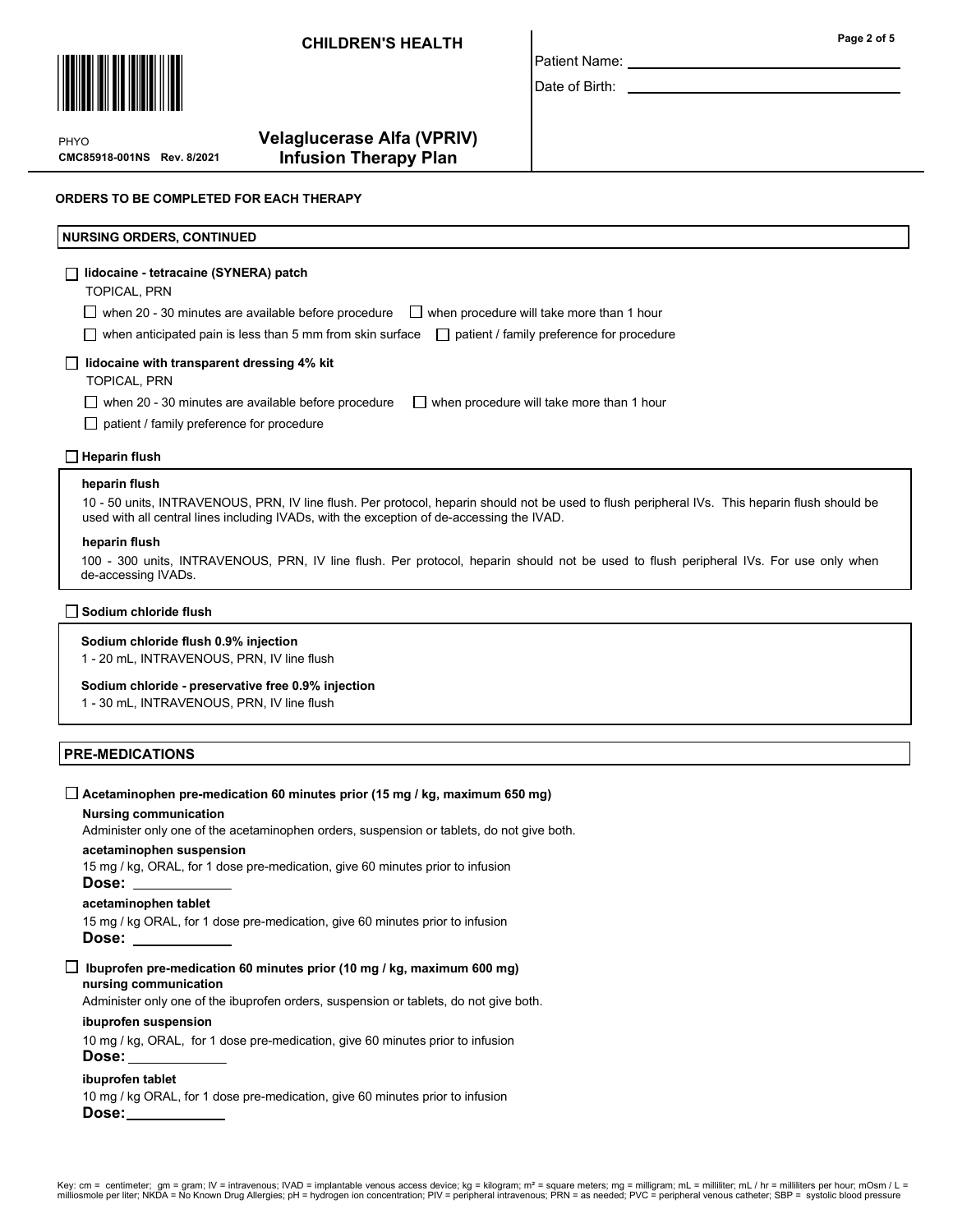**CHILDREN'S HEALTH**

Patient Name: \_\_\_\_\_\_\_\_\_\_\_\_\_\_\_\_\_\_\_\_\_\_\_\_

Date of Birth: \_\_\_\_\_\_\_\_\_\_\_\_\_\_\_\_\_\_\_\_\_\_\_\_

PHYO
**CMC85918-001NS Rev. 8/2021**

# Velaglucerase Alfa (VPRIV) Infusion Therapy Plan

**ORDERS TO BE COMPLETED FOR EACH THERAPY**

## NURSING ORDERS, CONTINUED

☐ **lidocaine - tetracaine (SYNERA) patch**
TOPICAL, PRN

☐ when 20 - 30 minutes are available before procedure ☐ when procedure will take more than 1 hour

☐ when anticipated pain is less than 5 mm from skin surface ☐ patient / family preference for procedure

☐ **lidocaine with transparent dressing 4% kit**
TOPICAL, PRN

☐ when 20 - 30 minutes are available before procedure ☐ when procedure will take more than 1 hour

☐ patient / family preference for procedure

☐ **Heparin flush**

**heparin flush**
10 - 50 units, INTRAVENOUS, PRN, IV line flush. Per protocol, heparin should not be used to flush peripheral IVs. This heparin flush should be used with all central lines including IVADs, with the exception of de-accessing the IVAD.

**heparin flush**
100 - 300 units, INTRAVENOUS, PRN, IV line flush. Per protocol, heparin should not be used to flush peripheral IVs. For use only when de-accessing IVADs.

☐ **Sodium chloride flush**

**Sodium chloride flush 0.9% injection**
1 - 20 mL, INTRAVENOUS, PRN, IV line flush

**Sodium chloride - preservative free 0.9% injection**
1 - 30 mL, INTRAVENOUS, PRN, IV line flush

## PRE-MEDICATIONS

☐ **Acetaminophen pre-medication 60 minutes prior (15 mg / kg, maximum 650 mg)**

**Nursing communication**
Administer only one of the acetaminophen orders, suspension or tablets, do not give both.

**acetaminophen suspension**
15 mg / kg, ORAL, for 1 dose pre-medication, give 60 minutes prior to infusion
**Dose:** \_\_\_\_\_\_\_\_\_\_\_\_

**acetaminophen tablet**
15 mg / kg ORAL, for 1 dose pre-medication, give 60 minutes prior to infusion
**Dose:** \_\_\_\_\_\_\_\_\_\_\_\_

☐ **Ibuprofen pre-medication 60 minutes prior (10 mg / kg, maximum 600 mg)**

**nursing communication**
Administer only one of the ibuprofen orders, suspension or tablets, do not give both.

**ibuprofen suspension**
10 mg / kg, ORAL, for 1 dose pre-medication, give 60 minutes prior to infusion
**Dose:** \_\_\_\_\_\_\_\_\_\_\_\_

**ibuprofen tablet**
10 mg / kg ORAL, for 1 dose pre-medication, give 60 minutes prior to infusion
**Dose:** \_\_\_\_\_\_\_\_\_\_\_\_

Key: cm = centimeter; gm = gram; IV = intravenous; IVAD = implantable venous access device; kg = kilogram; m² = square meters; mg = milligram; mL = milliliter; mL / hr = milliliters per hour; mOsm / L = milliosmole per liter; NKDA = No Known Drug Allergies; pH = hydrogen ion concentration; PIV = peripheral intravenous; PRN = as needed; PVC = peripheral venous catheter; SBP = systolic blood pressure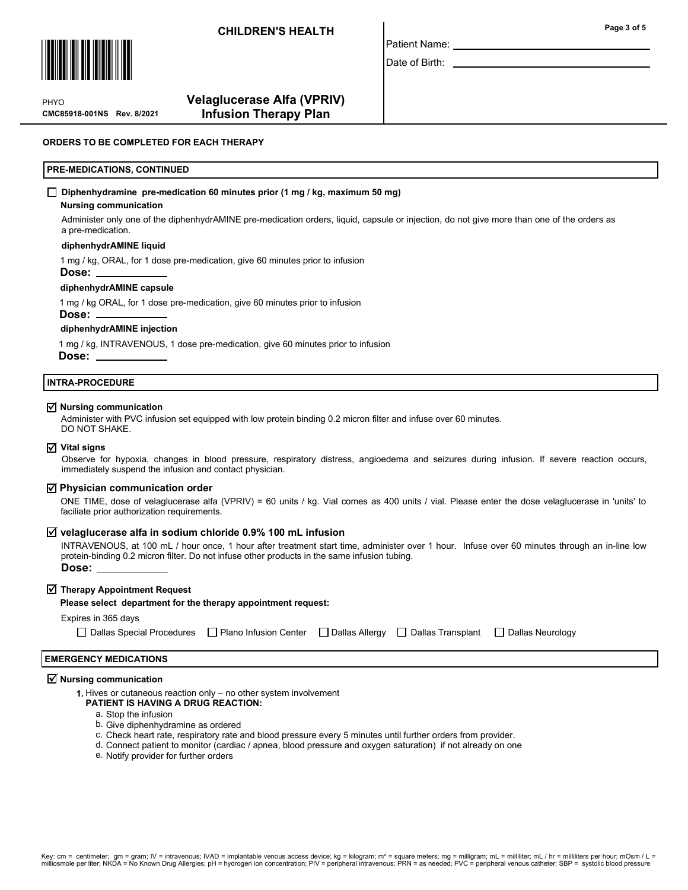**ORDERS TO BE COMPLETED FOR EACH THERAPY**

## PRE-MEDICATIONS, CONTINUED

☐ **Diphenhydramine pre-medication 60 minutes prior (1 mg / kg, maximum 50 mg)**

**Nursing communication**

Administer only one of the diphenhydrAMINE pre-medication orders, liquid, capsule or injection, do not give more than one of the orders as a pre-medication.

**diphenhydrAMINE liquid**

1 mg / kg, ORAL, for 1 dose pre-medication, give 60 minutes prior to infusion

**Dose:** ____________

**diphenhydrAMINE capsule**

1 mg / kg ORAL, for 1 dose pre-medication, give 60 minutes prior to infusion

**Dose:** ____________

**diphenhydrAMINE injection**

1 mg / kg, INTRAVENOUS, 1 dose pre-medication, give 60 minutes prior to infusion

**Dose:** ____________

## INTRA-PROCEDURE

☑ **Nursing communication**

Administer with PVC infusion set equipped with low protein binding 0.2 micron filter and infuse over 60 minutes.
DO NOT SHAKE.

☑ **Vital signs**

Observe for hypoxia, changes in blood pressure, respiratory distress, angioedema and seizures during infusion. If severe reaction occurs, immediately suspend the infusion and contact physician.

☑ **Physician communication order**

ONE TIME, dose of velaglucerase alfa (VPRIV) = 60 units / kg. Vial comes as 400 units / vial. Please enter the dose velaglucerase in 'units' to faciliate prior authorization requirements.

☑ **velaglucerase alfa in sodium chloride 0.9% 100 mL infusion**

INTRAVENOUS, at 100 mL / hour once, 1 hour after treatment start time, administer over 1 hour. Infuse over 60 minutes through an in-line low protein-binding 0.2 micron filter. Do not infuse other products in the same infusion tubing.

**Dose:** ____________

☑ **Therapy Appointment Request**

**Please select department for the therapy appointment request:**

Expires in 365 days

☐ Dallas Special Procedures ☐ Plano Infusion Center ☐ Dallas Allergy ☐ Dallas Transplant ☐ Dallas Neurology

## EMERGENCY MEDICATIONS

☑ **Nursing communication**

1. Hives or cutaneous reaction only – no other system involvement
   **PATIENT IS HAVING A DRUG REACTION:**
   a. Stop the infusion
   b. Give diphenhydramine as ordered
   c. Check heart rate, respiratory rate and blood pressure every 5 minutes until further orders from provider.
   d. Connect patient to monitor (cardiac / apnea, blood pressure and oxygen saturation) if not already on one
   e. Notify provider for further orders

Key: cm = centimeter; gm = gram; IV = intravenous; IVAD = implantable venous access device; kg = kilogram; m² = square meters; mg = milligram; mL = milliliter; mL / hr = milliliters per hour; mOsm / L = milliosmole per liter; NKDA = No Known Drug Allergies; pH = hydrogen ion concentration; PIV = peripheral intravenous; PRN = as needed; PVC = peripheral venous catheter; SBP = systolic blood pressure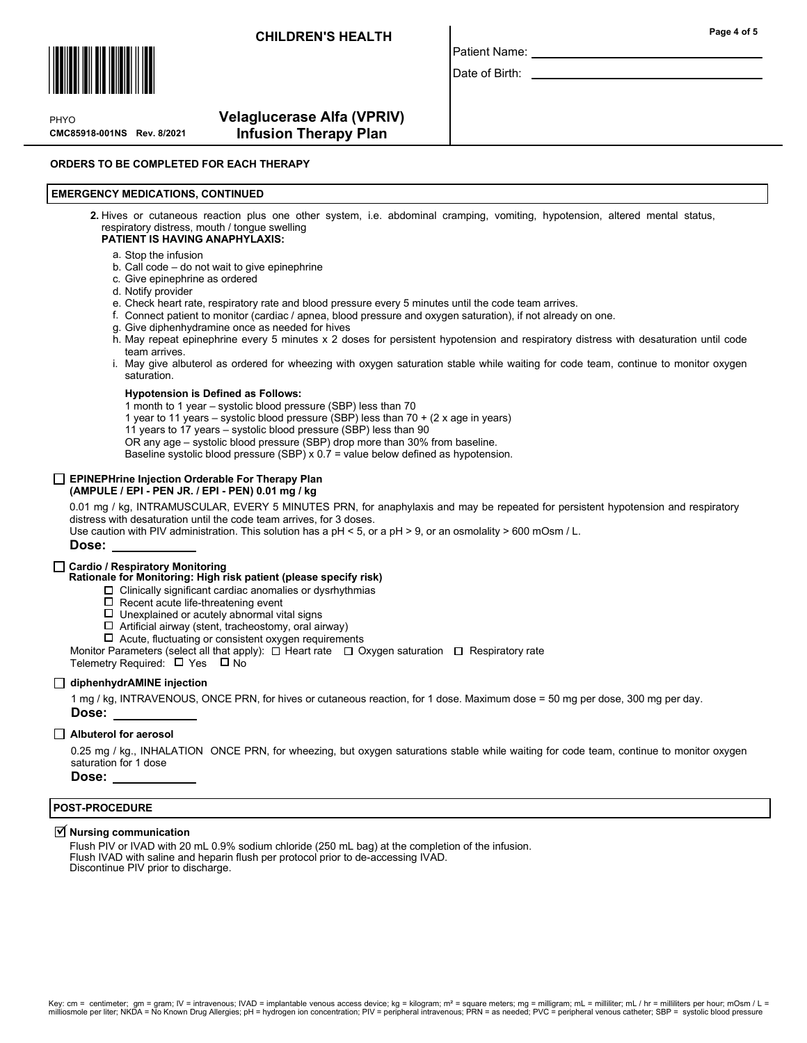CHILDREN'S HEALTH

Patient Name: \_\_\_\_\_\_\_\_\_\_\_\_\_\_\_\_\_\_\_\_

Date of Birth: \_\_\_\_\_\_\_\_\_\_\_\_\_\_\_\_\_\_\_\_

PHYO
CMC85918-001NS Rev. 8/2021

# Velaglucerase Alfa (VPRIV) Infusion Therapy Plan

**ORDERS TO BE COMPLETED FOR EACH THERAPY**

## EMERGENCY MEDICATIONS, CONTINUED

2. Hives or cutaneous reaction plus one other system, i.e. abdominal cramping, vomiting, hypotension, altered mental status, respiratory distress, mouth / tongue swelling
   **PATIENT IS HAVING ANAPHYLAXIS:**

   a. Stop the infusion
   b. Call code – do not wait to give epinephrine
   c. Give epinephrine as ordered
   d. Notify provider
   e. Check heart rate, respiratory rate and blood pressure every 5 minutes until the code team arrives.
   f. Connect patient to monitor (cardiac / apnea, blood pressure and oxygen saturation), if not already on one.
   g. Give diphenhydramine once as needed for hives
   h. May repeat epinephrine every 5 minutes x 2 doses for persistent hypotension and respiratory distress with desaturation until code team arrives.
   i. May give albuterol as ordered for wheezing with oxygen saturation stable while waiting for code team, continue to monitor oxygen saturation.

   **Hypotension is Defined as Follows:**
   1 month to 1 year – systolic blood pressure (SBP) less than 70
   1 year to 11 years – systolic blood pressure (SBP) less than 70 + (2 x age in years)
   11 years to 17 years – systolic blood pressure (SBP) less than 90
   OR any age – systolic blood pressure (SBP) drop more than 30% from baseline.
   Baseline systolic blood pressure (SBP) x 0.7 = value below defined as hypotension.

☐ **EPINEPHrine Injection Orderable For Therapy Plan (AMPULE / EPI - PEN JR. / EPI - PEN) 0.01 mg / kg**

0.01 mg / kg, INTRAMUSCULAR, EVERY 5 MINUTES PRN, for anaphylaxis and may be repeated for persistent hypotension and respiratory distress with desaturation until the code team arrives, for 3 doses.
Use caution with PIV administration. This solution has a pH < 5, or a pH > 9, or an osmolality > 600 mOsm / L.

**Dose:** \_\_\_\_\_\_\_\_\_\_

☐ **Cardio / Respiratory Monitoring**
**Rationale for Monitoring: High risk patient (please specify risk)**

- ☐ Clinically significant cardiac anomalies or dysrhythmias
- ☐ Recent acute life-threatening event
- ☐ Unexplained or acutely abnormal vital signs
- ☐ Artificial airway (stent, tracheostomy, oral airway)
- ☐ Acute, fluctuating or consistent oxygen requirements

Monitor Parameters (select all that apply): ☐ Heart rate ☐ Oxygen saturation ☐ Respiratory rate
Telemetry Required: ☐ Yes ☐ No

☐ **diphenhydrAMINE injection**

1 mg / kg, INTRAVENOUS, ONCE PRN, for hives or cutaneous reaction, for 1 dose. Maximum dose = 50 mg per dose, 300 mg per day.

**Dose:** \_\_\_\_\_\_\_\_\_\_

☐ **Albuterol for aerosol**

0.25 mg / kg., INHALATION ONCE PRN, for wheezing, but oxygen saturations stable while waiting for code team, continue to monitor oxygen saturation for 1 dose

**Dose:** \_\_\_\_\_\_\_\_\_\_

## POST-PROCEDURE

☑ **Nursing communication**

Flush PIV or IVAD with 20 mL 0.9% sodium chloride (250 mL bag) at the completion of the infusion.
Flush IVAD with saline and heparin flush per protocol prior to de-accessing IVAD.
Discontinue PIV prior to discharge.

Key: cm = centimeter; gm = gram; IV = intravenous; IVAD = implantable venous access device; kg = kilogram; $m^2$ = square meters; mg = milligram; mL = milliliter; mL / hr = milliliters per hour; mOsm / L = milliosmole per liter; NKDA = No Known Drug Allergies; pH = hydrogen ion concentration; PIV = peripheral intravenous; PRN = as needed; PVC = peripheral venous catheter; SBP = systolic blood pressure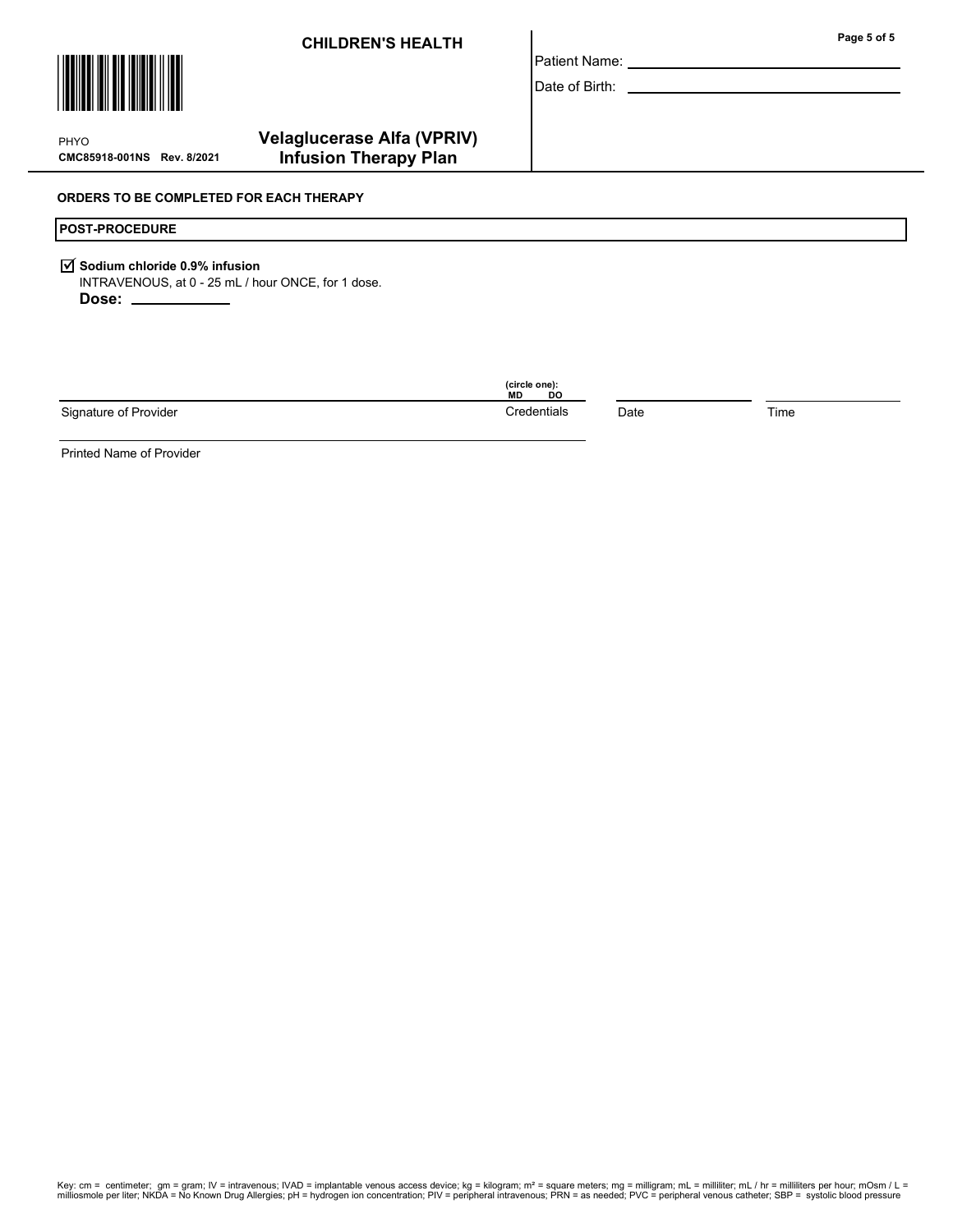**CHILDREN'S HEALTH**

Patient Name: \_\_\_\_\_\_\_\_\_\_\_\_\_\_\_\_\_\_\_\_

Date of Birth: \_\_\_\_\_\_\_\_\_\_\_\_\_\_\_\_\_\_\_\_

PHYO
**CMC85918-001NS Rev. 8/2021**

## Velaglucerase Alfa (VPRIV) Infusion Therapy Plan

**ORDERS TO BE COMPLETED FOR EACH THERAPY**

### POST-PROCEDURE

☑ **Sodium chloride 0.9% infusion**
INTRAVENOUS, at 0 - 25 mL / hour ONCE, for 1 dose.
**Dose:** \_\_\_\_\_\_\_\_\_\_

| | | | |
|---|---|---|---|
| Signature of Provider | (circle one): MD DO<br>Credentials | Date | Time |

\_\_\_\_\_\_\_\_\_\_\_\_\_\_\_\_\_\_\_\_
Printed Name of Provider

Key: cm = centimeter; gm = gram; IV = intravenous; IVAD = implantable venous access device; kg = kilogram; m² = square meters; mg = milligram; mL = milliliter; mL / hr = milliliters per hour; mOsm / L = milliosmole per liter; NKDA = No Known Drug Allergies; pH = hydrogen ion concentration; PIV = peripheral intravenous; PRN = as needed; PVC = peripheral venous catheter; SBP = systolic blood pressure